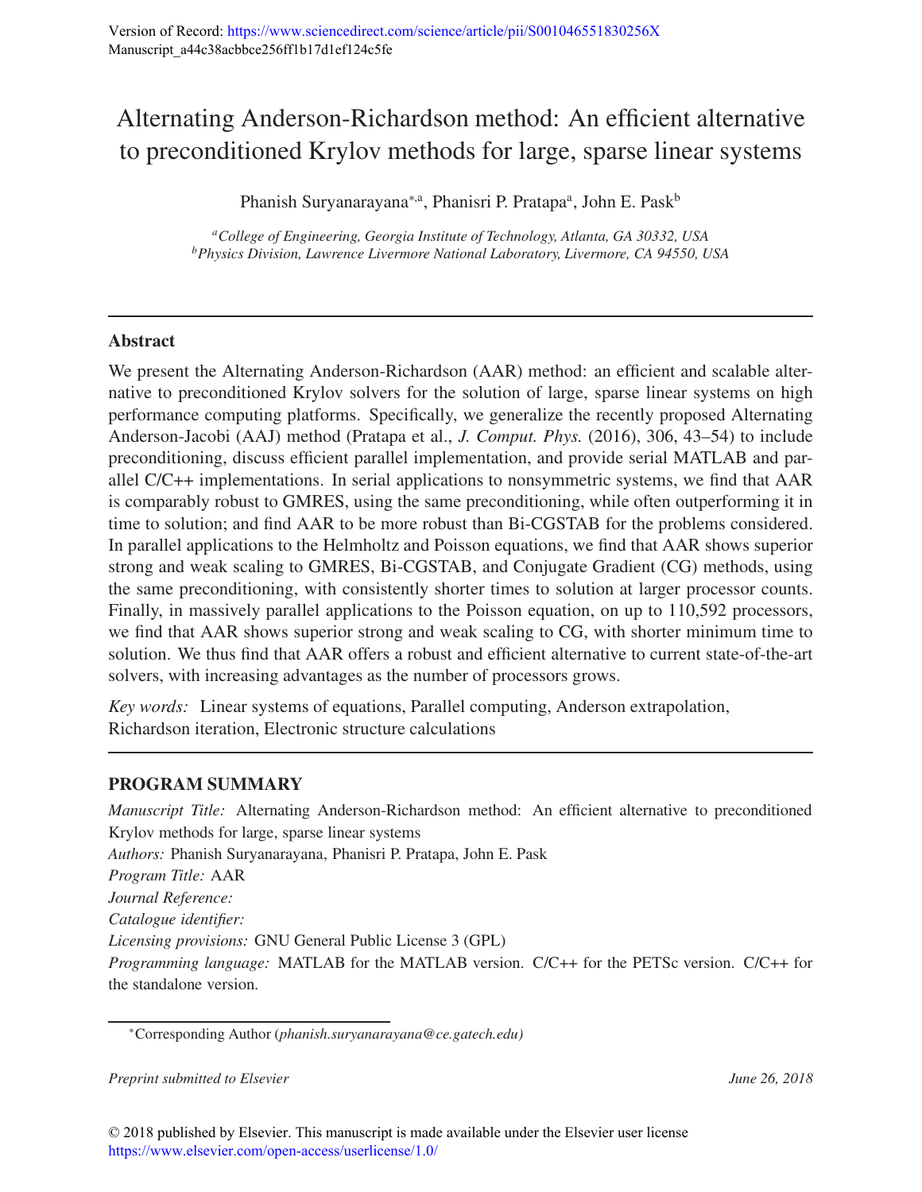Version of Record: https://www.sciencedirect.com/science/article/pii/S001046551830256X
Manuscript_a44c38acbbce256ff1b17d1ef124c5fe

# Alternating Anderson-Richardson method: An efficient alternative to preconditioned Krylov methods for large, sparse linear systems

Phanish Suryanarayana[*,a], Phanisri P. Pratapa[a], John E. Pask[b]

[a] *College of Engineering, Georgia Institute of Technology, Atlanta, GA 30332, USA*
[b] *Physics Division, Lawrence Livermore National Laboratory, Livermore, CA 94550, USA*

---

## Abstract

We present the Alternating Anderson-Richardson (AAR) method: an efficient and scalable alternative to preconditioned Krylov solvers for the solution of large, sparse linear systems on high performance computing platforms. Specifically, we generalize the recently proposed Alternating Anderson-Jacobi (AAJ) method (Pratapa et al., *J. Comput. Phys.* (2016), 306, 43–54) to include preconditioning, discuss efficient parallel implementation, and provide serial MATLAB and parallel C/C++ implementations. In serial applications to nonsymmetric systems, we find that AAR is comparably robust to GMRES, using the same preconditioning, while often outperforming it in time to solution; and find AAR to be more robust than Bi-CGSTAB for the problems considered. In parallel applications to the Helmholtz and Poisson equations, we find that AAR shows superior strong and weak scaling to GMRES, Bi-CGSTAB, and Conjugate Gradient (CG) methods, using the same preconditioning, with consistently shorter times to solution at larger processor counts. Finally, in massively parallel applications to the Poisson equation, on up to 110,592 processors, we find that AAR shows superior strong and weak scaling to CG, with shorter minimum time to solution. We thus find that AAR offers a robust and efficient alternative to current state-of-the-art solvers, with increasing advantages as the number of processors grows.

*Key words:* Linear systems of equations, Parallel computing, Anderson extrapolation, Richardson iteration, Electronic structure calculations

---

## PROGRAM SUMMARY

*Manuscript Title:* Alternating Anderson-Richardson method: An efficient alternative to preconditioned Krylov methods for large, sparse linear systems
*Authors:* Phanish Suryanarayana, Phanisri P. Pratapa, John E. Pask
*Program Title:* AAR
*Journal Reference:*
*Catalogue identifier:*
*Licensing provisions:* GNU General Public License 3 (GPL)
*Programming language:* MATLAB for the MATLAB version. C/C++ for the PETSc version. C/C++ for the standalone version.

[*] Corresponding Author (*phanish.suryanarayana@ce.gatech.edu*)

*Preprint submitted to Elsevier* *June 26, 2018*

© 2018 published by Elsevier. This manuscript is made available under the Elsevier user license
https://www.elsevier.com/open-access/userlicense/1.0/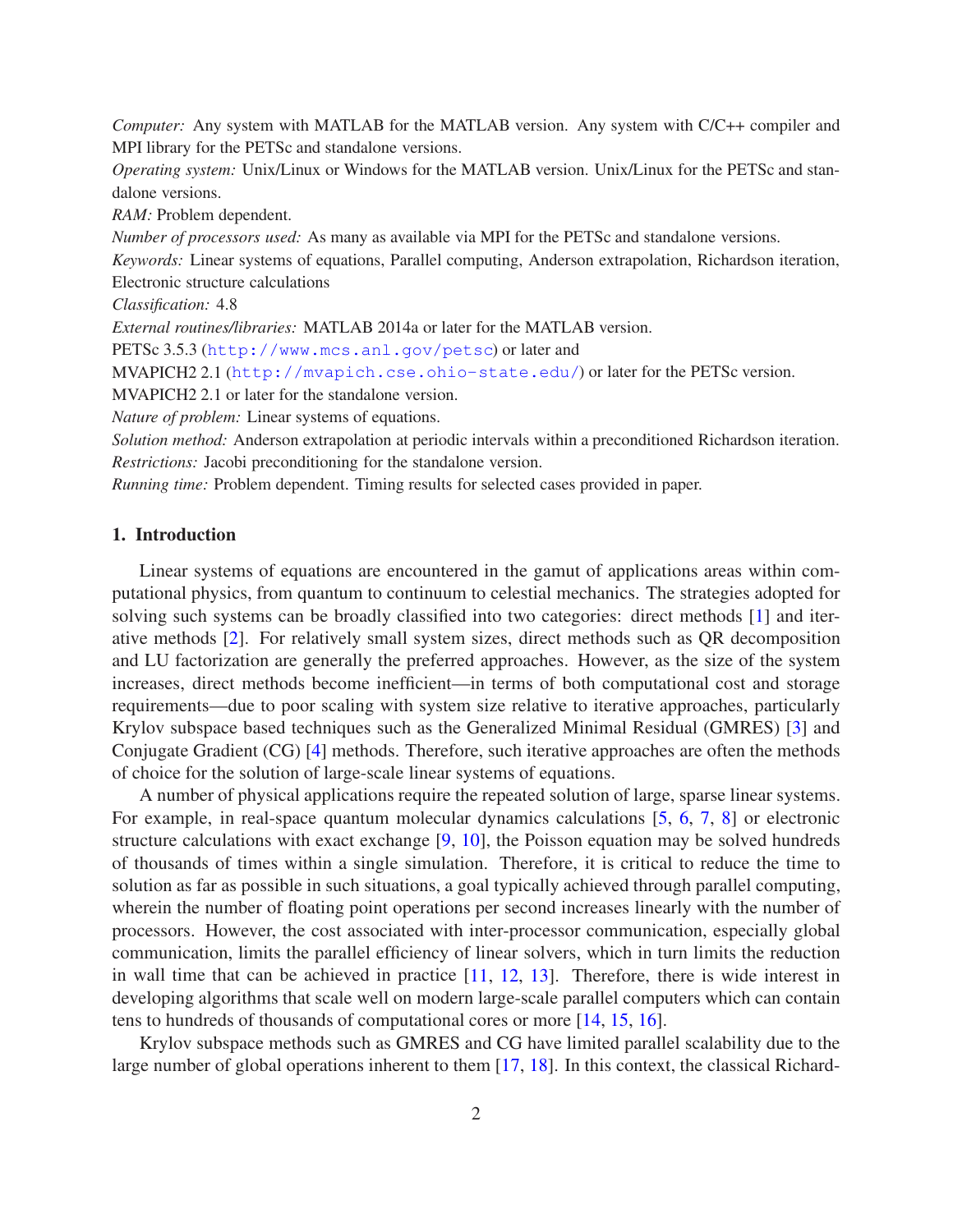*Computer:* Any system with MATLAB for the MATLAB version. Any system with C/C++ compiler and MPI library for the PETSc and standalone versions.

*Operating system:* Unix/Linux or Windows for the MATLAB version. Unix/Linux for the PETSc and standalone versions.

*RAM:* Problem dependent.

*Number of processors used:* As many as available via MPI for the PETSc and standalone versions.

*Keywords:* Linear systems of equations, Parallel computing, Anderson extrapolation, Richardson iteration, Electronic structure calculations

*Classification:* 4.8

*External routines/libraries:* MATLAB 2014a or later for the MATLAB version.

PETSc 3.5.3 (http://www.mcs.anl.gov/petsc) or later and

MVAPICH2 2.1 (http://mvapich.cse.ohio-state.edu/) or later for the PETSc version.

MVAPICH2 2.1 or later for the standalone version.

*Nature of problem:* Linear systems of equations.

*Solution method:* Anderson extrapolation at periodic intervals within a preconditioned Richardson iteration.

*Restrictions:* Jacobi preconditioning for the standalone version.

*Running time:* Problem dependent. Timing results for selected cases provided in paper.

## 1. Introduction

Linear systems of equations are encountered in the gamut of applications areas within computational physics, from quantum to continuum to celestial mechanics. The strategies adopted for solving such systems can be broadly classified into two categories: direct methods [1] and iterative methods [2]. For relatively small system sizes, direct methods such as QR decomposition and LU factorization are generally the preferred approaches. However, as the size of the system increases, direct methods become inefficient—in terms of both computational cost and storage requirements—due to poor scaling with system size relative to iterative approaches, particularly Krylov subspace based techniques such as the Generalized Minimal Residual (GMRES) [3] and Conjugate Gradient (CG) [4] methods. Therefore, such iterative approaches are often the methods of choice for the solution of large-scale linear systems of equations.

A number of physical applications require the repeated solution of large, sparse linear systems. For example, in real-space quantum molecular dynamics calculations [5, 6, 7, 8] or electronic structure calculations with exact exchange [9, 10], the Poisson equation may be solved hundreds of thousands of times within a single simulation. Therefore, it is critical to reduce the time to solution as far as possible in such situations, a goal typically achieved through parallel computing, wherein the number of floating point operations per second increases linearly with the number of processors. However, the cost associated with inter-processor communication, especially global communication, limits the parallel efficiency of linear solvers, which in turn limits the reduction in wall time that can be achieved in practice [11, 12, 13]. Therefore, there is wide interest in developing algorithms that scale well on modern large-scale parallel computers which can contain tens to hundreds of thousands of computational cores or more [14, 15, 16].

Krylov subspace methods such as GMRES and CG have limited parallel scalability due to the large number of global operations inherent to them [17, 18]. In this context, the classical Richard-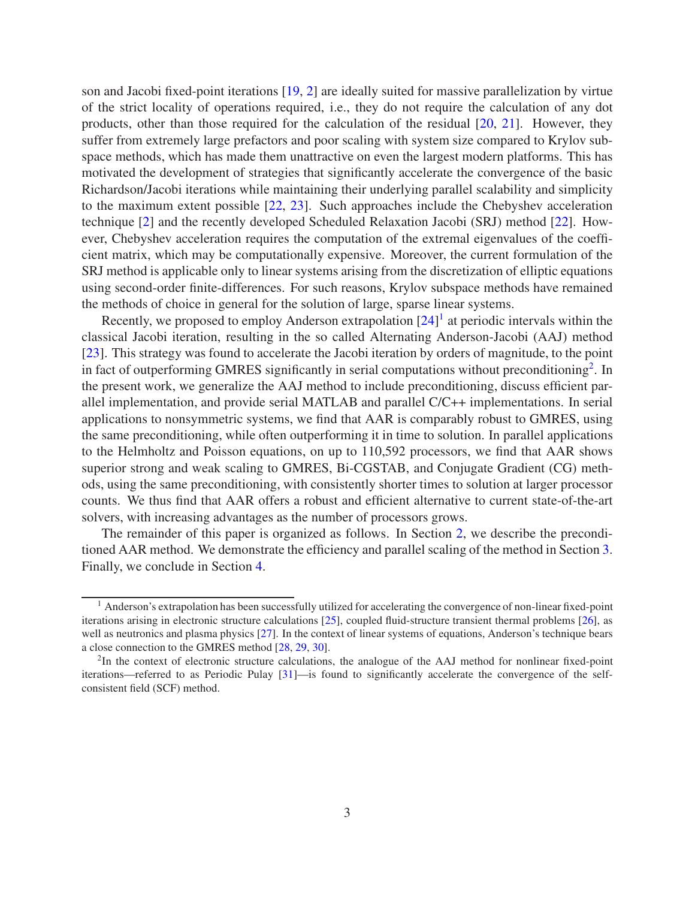son and Jacobi fixed-point iterations [19, 2] are ideally suited for massive parallelization by virtue of the strict locality of operations required, i.e., they do not require the calculation of any dot products, other than those required for the calculation of the residual [20, 21]. However, they suffer from extremely large prefactors and poor scaling with system size compared to Krylov subspace methods, which has made them unattractive on even the largest modern platforms. This has motivated the development of strategies that significantly accelerate the convergence of the basic Richardson/Jacobi iterations while maintaining their underlying parallel scalability and simplicity to the maximum extent possible [22, 23]. Such approaches include the Chebyshev acceleration technique [2] and the recently developed Scheduled Relaxation Jacobi (SRJ) method [22]. However, Chebyshev acceleration requires the computation of the extremal eigenvalues of the coefficient matrix, which may be computationally expensive. Moreover, the current formulation of the SRJ method is applicable only to linear systems arising from the discretization of elliptic equations using second-order finite-differences. For such reasons, Krylov subspace methods have remained the methods of choice in general for the solution of large, sparse linear systems.

Recently, we proposed to employ Anderson extrapolation [24][1] at periodic intervals within the classical Jacobi iteration, resulting in the so called Alternating Anderson-Jacobi (AAJ) method [23]. This strategy was found to accelerate the Jacobi iteration by orders of magnitude, to the point in fact of outperforming GMRES significantly in serial computations without preconditioning[2]. In the present work, we generalize the AAJ method to include preconditioning, discuss efficient parallel implementation, and provide serial MATLAB and parallel C/C++ implementations. In serial applications to nonsymmetric systems, we find that AAR is comparably robust to GMRES, using the same preconditioning, while often outperforming it in time to solution. In parallel applications to the Helmholtz and Poisson equations, on up to 110,592 processors, we find that AAR shows superior strong and weak scaling to GMRES, Bi-CGSTAB, and Conjugate Gradient (CG) methods, using the same preconditioning, with consistently shorter times to solution at larger processor counts. We thus find that AAR offers a robust and efficient alternative to current state-of-the-art solvers, with increasing advantages as the number of processors grows.

The remainder of this paper is organized as follows. In Section 2, we describe the preconditioned AAR method. We demonstrate the efficiency and parallel scaling of the method in Section 3. Finally, we conclude in Section 4.

[1] Anderson's extrapolation has been successfully utilized for accelerating the convergence of non-linear fixed-point iterations arising in electronic structure calculations [25], coupled fluid-structure transient thermal problems [26], as well as neutronics and plasma physics [27]. In the context of linear systems of equations, Anderson's technique bears a close connection to the GMRES method [28, 29, 30].

[2] In the context of electronic structure calculations, the analogue of the AAJ method for nonlinear fixed-point iterations—referred to as Periodic Pulay [31]—is found to significantly accelerate the convergence of the self-consistent field (SCF) method.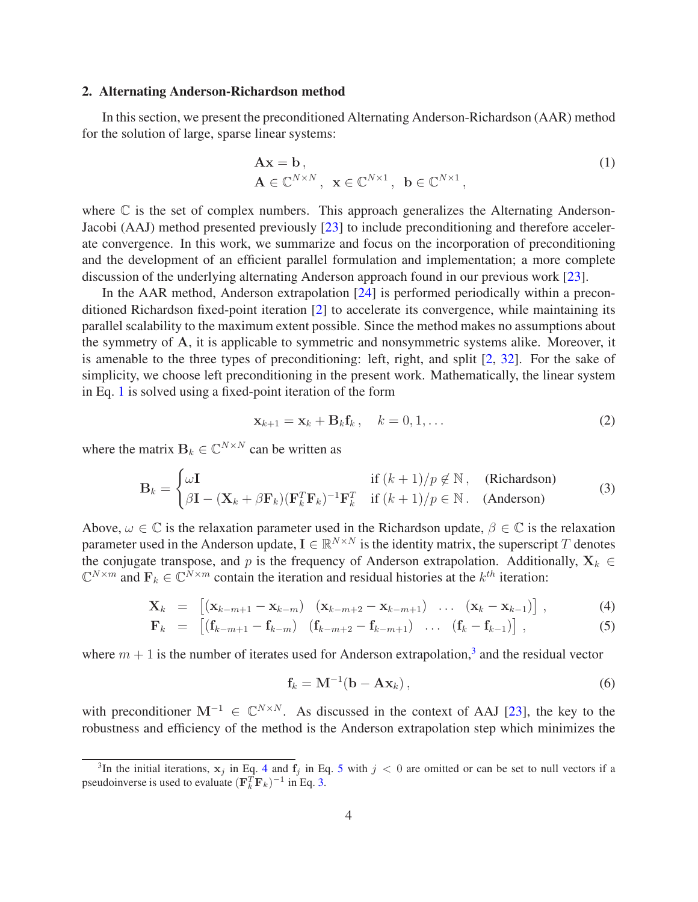## 2. Alternating Anderson-Richardson method

In this section, we present the preconditioned Alternating Anderson-Richardson (AAR) method for the solution of large, sparse linear systems:

$$
\begin{aligned}
&\mathbf{A}\mathbf{x} = \mathbf{b}\,, \\
&\mathbf{A} \in \mathbb{C}^{N\times N}\,,\;\; \mathbf{x} \in \mathbb{C}^{N\times 1}\,,\;\; \mathbf{b} \in \mathbb{C}^{N\times 1}\,,
\end{aligned}
\tag{1}
$$

where $\mathbb{C}$ is the set of complex numbers. This approach generalizes the Alternating Anderson-Jacobi (AAJ) method presented previously [23] to include preconditioning and therefore accelerate convergence. In this work, we summarize and focus on the incorporation of preconditioning and the development of an efficient parallel formulation and implementation; a more complete discussion of the underlying alternating Anderson approach found in our previous work [23].

In the AAR method, Anderson extrapolation [24] is performed periodically within a preconditioned Richardson fixed-point iteration [2] to accelerate its convergence, while maintaining its parallel scalability to the maximum extent possible. Since the method makes no assumptions about the symmetry of $\mathbf{A}$, it is applicable to symmetric and nonsymmetric systems alike. Moreover, it is amenable to the three types of preconditioning: left, right, and split [2, 32]. For the sake of simplicity, we choose left preconditioning in the present work. Mathematically, the linear system in Eq. 1 is solved using a fixed-point iteration of the form

$$
\mathbf{x}_{k+1} = \mathbf{x}_k + \mathbf{B}_k \mathbf{f}_k\,, \quad k = 0, 1, \ldots \tag{2}
$$

where the matrix $\mathbf{B}_k \in \mathbb{C}^{N\times N}$ can be written as

$$
\mathbf{B}_k = \begin{cases} \omega \mathbf{I} & \text{if } (k+1)/p \notin \mathbb{N}\,, \quad \text{(Richardson)} \\ \beta \mathbf{I} - (\mathbf{X}_k + \beta \mathbf{F}_k)(\mathbf{F}_k^T \mathbf{F}_k)^{-1} \mathbf{F}_k^T & \text{if } (k+1)/p \in \mathbb{N}\,. \quad \text{(Anderson)} \end{cases} \tag{3}
$$

Above, $\omega \in \mathbb{C}$ is the relaxation parameter used in the Richardson update, $\beta \in \mathbb{C}$ is the relaxation parameter used in the Anderson update, $\mathbf{I} \in \mathbb{R}^{N\times N}$ is the identity matrix, the superscript $T$ denotes the conjugate transpose, and $p$ is the frequency of Anderson extrapolation. Additionally, $\mathbf{X}_k \in \mathbb{C}^{N\times m}$ and $\mathbf{F}_k \in \mathbb{C}^{N\times m}$ contain the iteration and residual histories at the $k^{th}$ iteration:

$$
\mathbf{X}_k = \begin{bmatrix} (\mathbf{x}_{k-m+1} - \mathbf{x}_{k-m}) & (\mathbf{x}_{k-m+2} - \mathbf{x}_{k-m+1}) & \ldots & (\mathbf{x}_k - \mathbf{x}_{k-1}) \end{bmatrix}\,, \tag{4}
$$

$$
\mathbf{F}_k = \begin{bmatrix} (\mathbf{f}_{k-m+1} - \mathbf{f}_{k-m}) & (\mathbf{f}_{k-m+2} - \mathbf{f}_{k-m+1}) & \ldots & (\mathbf{f}_k - \mathbf{f}_{k-1}) \end{bmatrix}\,, \tag{5}
$$

where $m+1$ is the number of iterates used for Anderson extrapolation,[3] and the residual vector

$$
\mathbf{f}_k = \mathbf{M}^{-1}(\mathbf{b} - \mathbf{A}\mathbf{x}_k)\,, \tag{6}
$$

with preconditioner $\mathbf{M}^{-1} \in \mathbb{C}^{N\times N}$. As discussed in the context of AAJ [23], the key to the robustness and efficiency of the method is the Anderson extrapolation step which minimizes the

[3] In the initial iterations, $\mathbf{x}_j$ in Eq. 4 and $\mathbf{f}_j$ in Eq. 5 with $j < 0$ are omitted or can be set to null vectors if a pseudoinverse is used to evaluate $(\mathbf{F}_k^T \mathbf{F}_k)^{-1}$ in Eq. 3.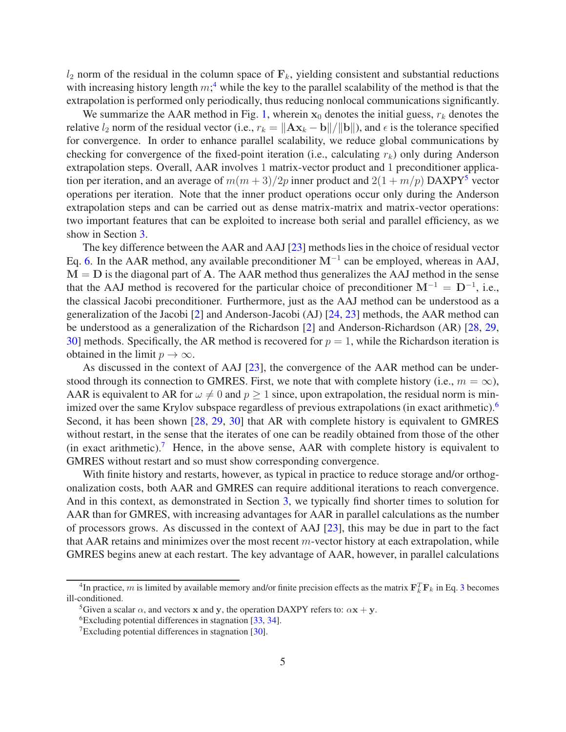$l_2$ norm of the residual in the column space of $\mathbf{F}_k$, yielding consistent and substantial reductions with increasing history length $m$;[4] while the key to the parallel scalability of the method is that the extrapolation is performed only periodically, thus reducing nonlocal communications significantly.

We summarize the AAR method in Fig. 1, wherein $\mathbf{x}_0$ denotes the initial guess, $r_k$ denotes the relative $l_2$ norm of the residual vector (i.e., $r_k = \|\mathbf{A}\mathbf{x}_k - \mathbf{b}\|/\|\mathbf{b}\|$), and $\epsilon$ is the tolerance specified for convergence. In order to enhance parallel scalability, we reduce global communications by checking for convergence of the fixed-point iteration (i.e., calculating $r_k$) only during Anderson extrapolation steps. Overall, AAR involves 1 matrix-vector product and 1 preconditioner application per iteration, and an average of $m(m+3)/2p$ inner product and $2(1+m/p)$ DAXPY[5] vector operations per iteration. Note that the inner product operations occur only during the Anderson extrapolation steps and can be carried out as dense matrix-matrix and matrix-vector operations: two important features that can be exploited to increase both serial and parallel efficiency, as we show in Section 3.

The key difference between the AAR and AAJ [23] methods lies in the choice of residual vector Eq. 6. In the AAR method, any available preconditioner $\mathbf{M}^{-1}$ can be employed, whereas in AAJ, $\mathbf{M} = \mathbf{D}$ is the diagonal part of $\mathbf{A}$. The AAR method thus generalizes the AAJ method in the sense that the AAJ method is recovered for the particular choice of preconditioner $\mathbf{M}^{-1} = \mathbf{D}^{-1}$, i.e., the classical Jacobi preconditioner. Furthermore, just as the AAJ method can be understood as a generalization of the Jacobi [2] and Anderson-Jacobi (AJ) [24, 23] methods, the AAR method can be understood as a generalization of the Richardson [2] and Anderson-Richardson (AR) [28, 29, 30] methods. Specifically, the AR method is recovered for $p = 1$, while the Richardson iteration is obtained in the limit $p \to \infty$.

As discussed in the context of AAJ [23], the convergence of the AAR method can be understood through its connection to GMRES. First, we note that with complete history (i.e., $m = \infty$), AAR is equivalent to AR for $\omega \neq 0$ and $p \geq 1$ since, upon extrapolation, the residual norm is minimized over the same Krylov subspace regardless of previous extrapolations (in exact arithmetic).[6] Second, it has been shown [28, 29, 30] that AR with complete history is equivalent to GMRES without restart, in the sense that the iterates of one can be readily obtained from those of the other (in exact arithmetic).[7] Hence, in the above sense, AAR with complete history is equivalent to GMRES without restart and so must show corresponding convergence.

With finite history and restarts, however, as typical in practice to reduce storage and/or orthogonalization costs, both AAR and GMRES can require additional iterations to reach convergence. And in this context, as demonstrated in Section 3, we typically find shorter times to solution for AAR than for GMRES, with increasing advantages for AAR in parallel calculations as the number of processors grows. As discussed in the context of AAJ [23], this may be due in part to the fact that AAR retains and minimizes over the most recent $m$-vector history at each extrapolation, while GMRES begins anew at each restart. The key advantage of AAR, however, in parallel calculations

---

[4] In practice, $m$ is limited by available memory and/or finite precision effects as the matrix $\mathbf{F}_k^T \mathbf{F}_k$ in Eq. 3 becomes ill-conditioned.

[5] Given a scalar $\alpha$, and vectors $\mathbf{x}$ and $\mathbf{y}$, the operation DAXPY refers to: $\alpha \mathbf{x} + \mathbf{y}$.

[6] Excluding potential differences in stagnation [33, 34].

[7] Excluding potential differences in stagnation [30].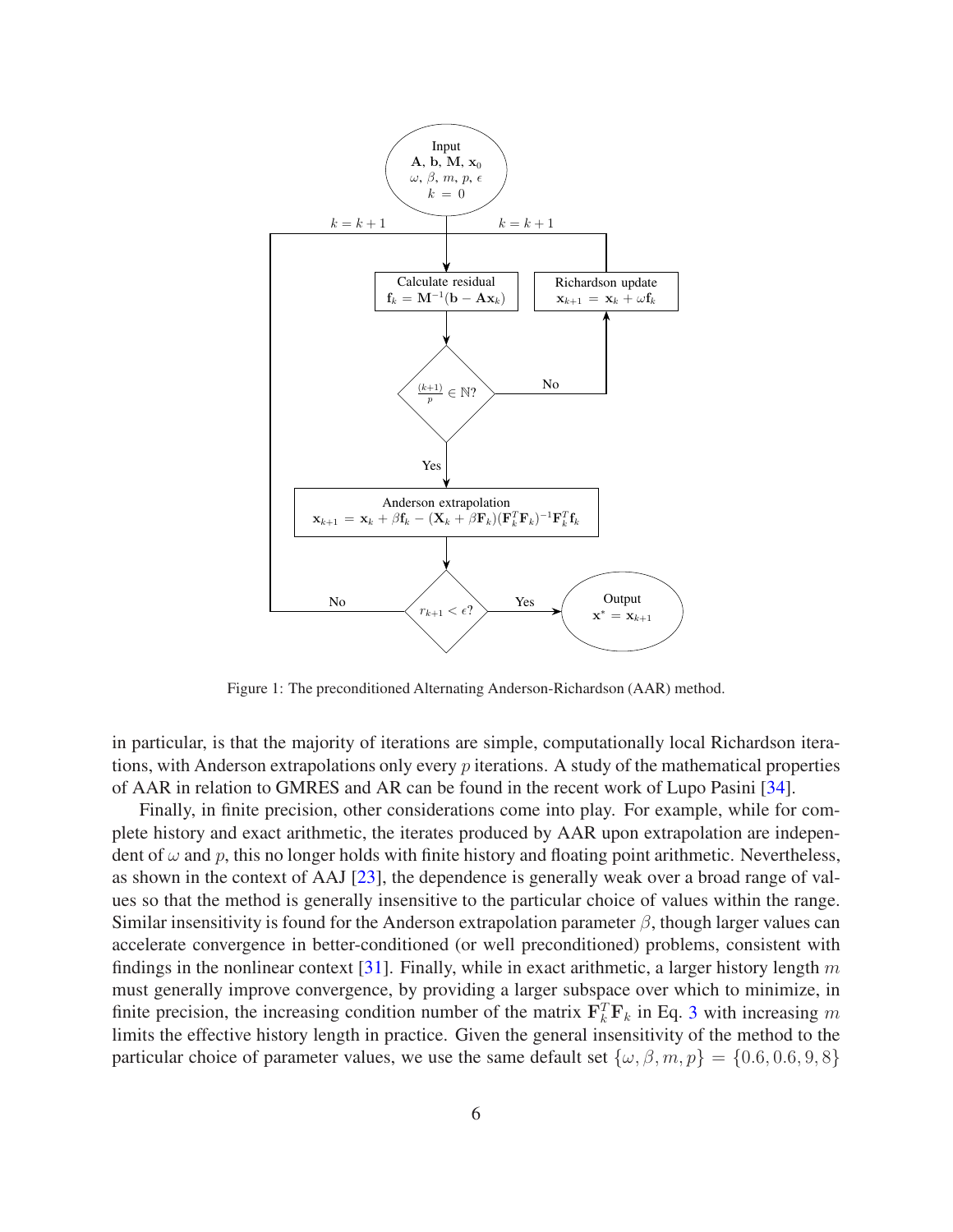Figure 1: The preconditioned Alternating Anderson-Richardson (AAR) method.

in particular, is that the majority of iterations are simple, computationally local Richardson iterations, with Anderson extrapolations only every $p$ iterations. A study of the mathematical properties of AAR in relation to GMRES and AR can be found in the recent work of Lupo Pasini [34].

Finally, in finite precision, other considerations come into play. For example, while for complete history and exact arithmetic, the iterates produced by AAR upon extrapolation are independent of $\omega$ and $p$, this no longer holds with finite history and floating point arithmetic. Nevertheless, as shown in the context of AAJ [23], the dependence is generally weak over a broad range of values so that the method is generally insensitive to the particular choice of values within the range. Similar insensitivity is found for the Anderson extrapolation parameter $\beta$, though larger values can accelerate convergence in better-conditioned (or well preconditioned) problems, consistent with findings in the nonlinear context [31]. Finally, while in exact arithmetic, a larger history length $m$ must generally improve convergence, by providing a larger subspace over which to minimize, in finite precision, the increasing condition number of the matrix $\mathbf{F}_k^T \mathbf{F}_k$ in Eq. 3 with increasing $m$ limits the effective history length in practice. Given the general insensitivity of the method to the particular choice of parameter values, we use the same default set $\{\omega, \beta, m, p\} = \{0.6, 0.6, 9, 8\}$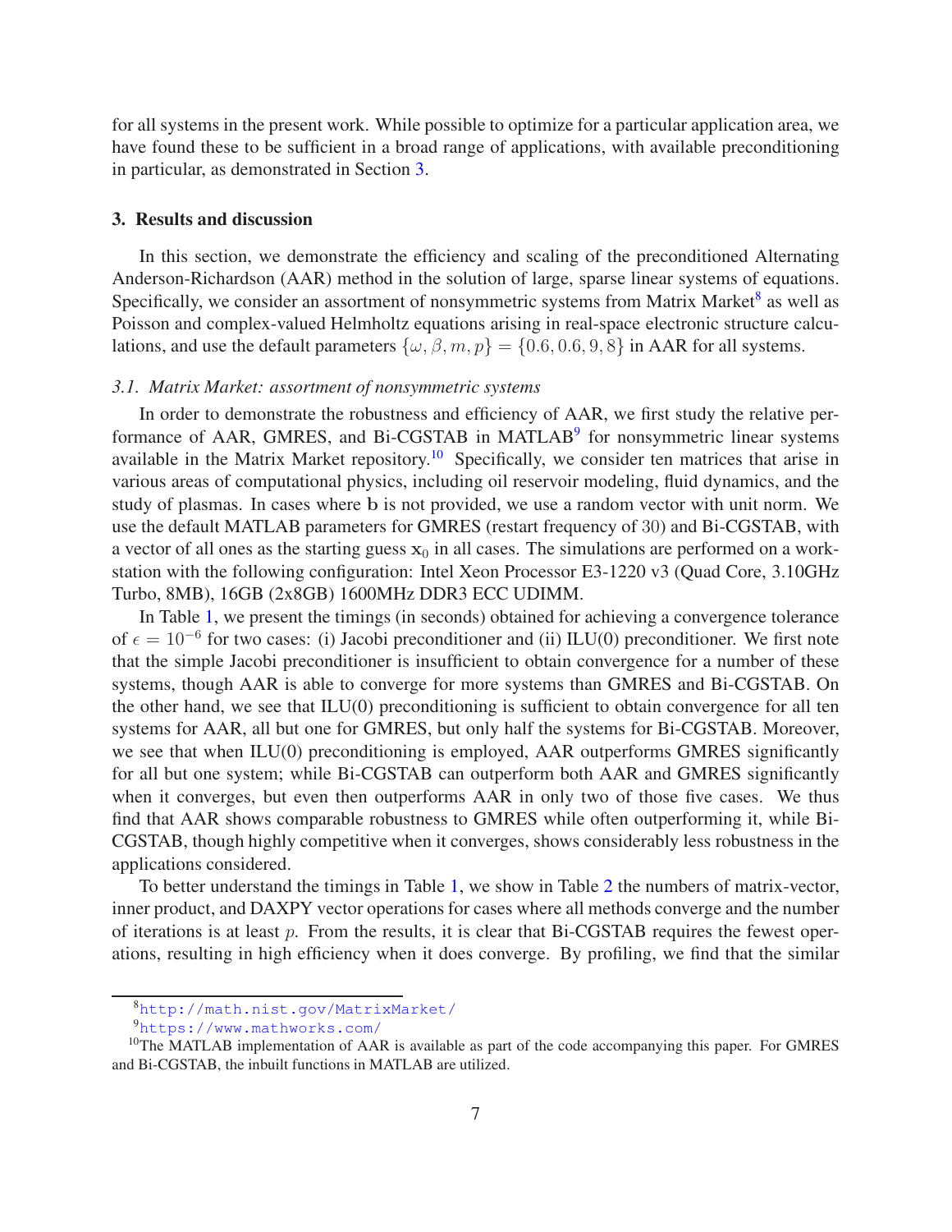for all systems in the present work. While possible to optimize for a particular application area, we have found these to be sufficient in a broad range of applications, with available preconditioning in particular, as demonstrated in Section 3.

## 3. Results and discussion

In this section, we demonstrate the efficiency and scaling of the preconditioned Alternating Anderson-Richardson (AAR) method in the solution of large, sparse linear systems of equations. Specifically, we consider an assortment of nonsymmetric systems from Matrix Market[8] as well as Poisson and complex-valued Helmholtz equations arising in real-space electronic structure calculations, and use the default parameters $\{\omega, \beta, m, p\} = \{0.6, 0.6, 9, 8\}$ in AAR for all systems.

### *3.1. Matrix Market: assortment of nonsymmetric systems*

In order to demonstrate the robustness and efficiency of AAR, we first study the relative performance of AAR, GMRES, and Bi-CGSTAB in MATLAB[9] for nonsymmetric linear systems available in the Matrix Market repository.[10] Specifically, we consider ten matrices that arise in various areas of computational physics, including oil reservoir modeling, fluid dynamics, and the study of plasmas. In cases where $\mathbf{b}$ is not provided, we use a random vector with unit norm. We use the default MATLAB parameters for GMRES (restart frequency of 30) and Bi-CGSTAB, with a vector of all ones as the starting guess $\mathbf{x}_0$ in all cases. The simulations are performed on a workstation with the following configuration: Intel Xeon Processor E3-1220 v3 (Quad Core, 3.10GHz Turbo, 8MB), 16GB (2x8GB) 1600MHz DDR3 ECC UDIMM.

In Table 1, we present the timings (in seconds) obtained for achieving a convergence tolerance of $\epsilon = 10^{-6}$ for two cases: (i) Jacobi preconditioner and (ii) ILU(0) preconditioner. We first note that the simple Jacobi preconditioner is insufficient to obtain convergence for a number of these systems, though AAR is able to converge for more systems than GMRES and Bi-CGSTAB. On the other hand, we see that ILU(0) preconditioning is sufficient to obtain convergence for all ten systems for AAR, all but one for GMRES, but only half the systems for Bi-CGSTAB. Moreover, we see that when ILU(0) preconditioning is employed, AAR outperforms GMRES significantly for all but one system; while Bi-CGSTAB can outperform both AAR and GMRES significantly when it converges, but even then outperforms AAR in only two of those five cases. We thus find that AAR shows comparable robustness to GMRES while often outperforming it, while Bi-CGSTAB, though highly competitive when it converges, shows considerably less robustness in the applications considered.

To better understand the timings in Table 1, we show in Table 2 the numbers of matrix-vector, inner product, and DAXPY vector operations for cases where all methods converge and the number of iterations is at least $p$. From the results, it is clear that Bi-CGSTAB requires the fewest operations, resulting in high efficiency when it does converge. By profiling, we find that the similar

---

[8] http://math.nist.gov/MatrixMarket/

[9] https://www.mathworks.com/

[10] The MATLAB implementation of AAR is available as part of the code accompanying this paper. For GMRES and Bi-CGSTAB, the inbuilt functions in MATLAB are utilized.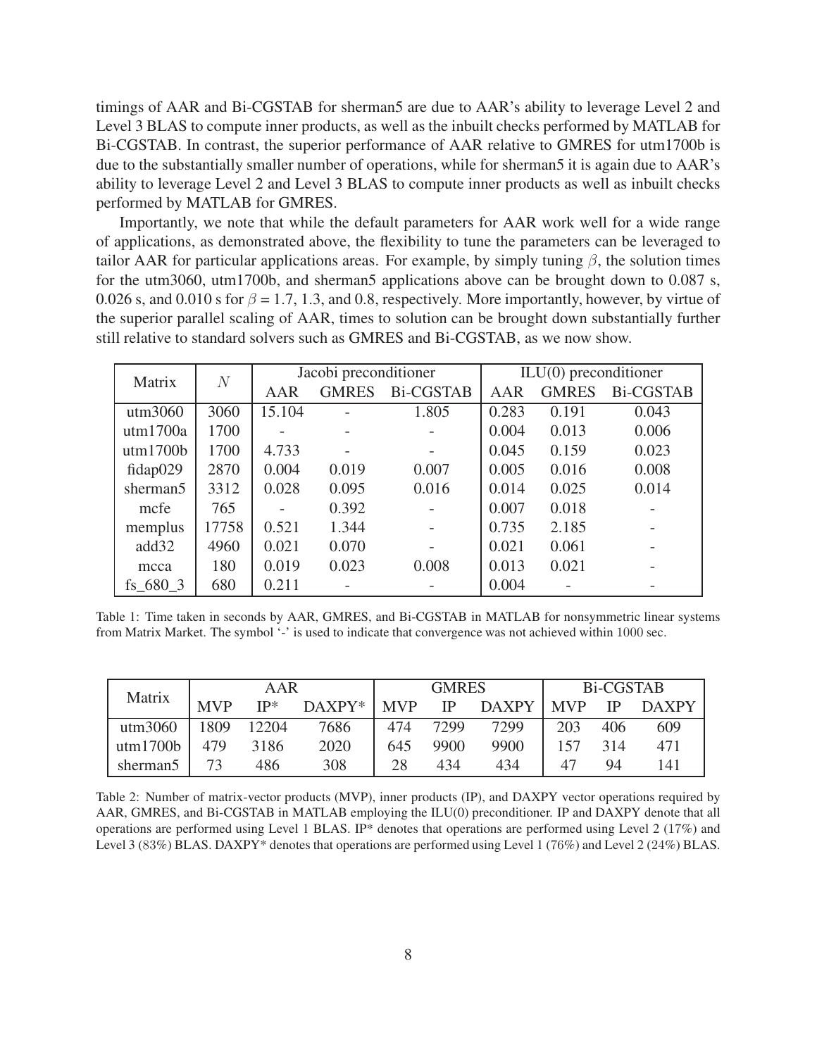timings of AAR and Bi-CGSTAB for sherman5 are due to AAR's ability to leverage Level 2 and Level 3 BLAS to compute inner products, as well as the inbuilt checks performed by MATLAB for Bi-CGSTAB. In contrast, the superior performance of AAR relative to GMRES for utm1700b is due to the substantially smaller number of operations, while for sherman5 it is again due to AAR's ability to leverage Level 2 and Level 3 BLAS to compute inner products as well as inbuilt checks performed by MATLAB for GMRES.

Importantly, we note that while the default parameters for AAR work well for a wide range of applications, as demonstrated above, the flexibility to tune the parameters can be leveraged to tailor AAR for particular applications areas. For example, by simply tuning $\beta$, the solution times for the utm3060, utm1700b, and sherman5 applications above can be brought down to 0.087 s, 0.026 s, and 0.010 s for $\beta$ = 1.7, 1.3, and 0.8, respectively. More importantly, however, by virtue of the superior parallel scaling of AAR, times to solution can be brought down substantially further still relative to standard solvers such as GMRES and Bi-CGSTAB, as we now show.

| Matrix | $N$ | Jacobi preconditioner | | | ILU(0) preconditioner | | |
|---|---|---|---|---|---|---|---|
| | | AAR | GMRES | Bi-CGSTAB | AAR | GMRES | Bi-CGSTAB |
| utm3060 | 3060 | 15.104 | - | 1.805 | 0.283 | 0.191 | 0.043 |
| utm1700a | 1700 | - | - | - | 0.004 | 0.013 | 0.006 |
| utm1700b | 1700 | 4.733 | - | - | 0.045 | 0.159 | 0.023 |
| fidap029 | 2870 | 0.004 | 0.019 | 0.007 | 0.005 | 0.016 | 0.008 |
| sherman5 | 3312 | 0.028 | 0.095 | 0.016 | 0.014 | 0.025 | 0.014 |
| mcfe | 765 | - | 0.392 | - | 0.007 | 0.018 | - |
| memplus | 17758 | 0.521 | 1.344 | - | 0.735 | 2.185 | - |
| add32 | 4960 | 0.021 | 0.070 | - | 0.021 | 0.061 | - |
| mcca | 180 | 0.019 | 0.023 | 0.008 | 0.013 | 0.021 | - |
| fs_680_3 | 680 | 0.211 | - | - | 0.004 | - | - |

Table 1: Time taken in seconds by AAR, GMRES, and Bi-CGSTAB in MATLAB for nonsymmetric linear systems from Matrix Market. The symbol '-' is used to indicate that convergence was not achieved within 1000 sec.

| Matrix | AAR | | | GMRES | | | Bi-CGSTAB | | |
|---|---|---|---|---|---|---|---|---|---|
| | MVP | IP* | DAXPY* | MVP | IP | DAXPY | MVP | IP | DAXPY |
| utm3060 | 1809 | 12204 | 7686 | 474 | 7299 | 7299 | 203 | 406 | 609 |
| utm1700b | 479 | 3186 | 2020 | 645 | 9900 | 9900 | 157 | 314 | 471 |
| sherman5 | 73 | 486 | 308 | 28 | 434 | 434 | 47 | 94 | 141 |

Table 2: Number of matrix-vector products (MVP), inner products (IP), and DAXPY vector operations required by AAR, GMRES, and Bi-CGSTAB in MATLAB employing the ILU(0) preconditioner. IP and DAXPY denote that all operations are performed using Level 1 BLAS. IP* denotes that operations are performed using Level 2 (17%) and Level 3 (83%) BLAS. DAXPY* denotes that operations are performed using Level 1 (76%) and Level 2 (24%) BLAS.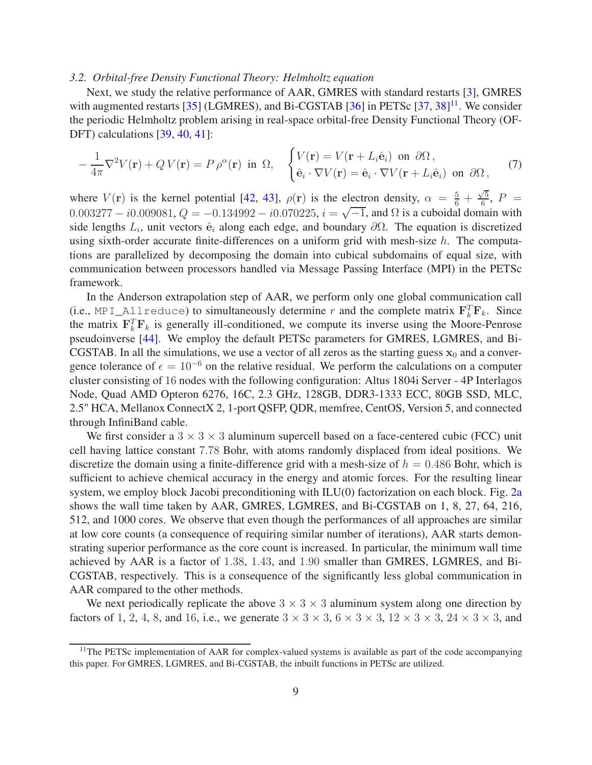### 3.2. Orbital-free Density Functional Theory: Helmholtz equation

Next, we study the relative performance of AAR, GMRES with standard restarts [3], GMRES with augmented restarts [35] (LGMRES), and Bi-CGSTAB [36] in PETSc [37, 38][11]. We consider the periodic Helmholtz problem arising in real-space orbital-free Density Functional Theory (OF-DFT) calculations [39, 40, 41]:

$$-\frac{1}{4\pi}\nabla^2 V(\mathbf{r}) + Q\, V(\mathbf{r}) = P\, \rho^{\alpha}(\mathbf{r}) \text{ in } \Omega, \quad \begin{cases} V(\mathbf{r}) = V(\mathbf{r} + L_i \hat{\mathbf{e}}_i) \text{ on } \partial\Omega\,, \\ \hat{\mathbf{e}}_i \cdot \nabla V(\mathbf{r}) = \hat{\mathbf{e}}_i \cdot \nabla V(\mathbf{r} + L_i \hat{\mathbf{e}}_i) \text{ on } \partial\Omega\,, \end{cases} \tag{7}$$

where $V(\mathbf{r})$ is the kernel potential [42, 43], $\rho(\mathbf{r})$ is the electron density, $\alpha = \frac{5}{6} + \frac{\sqrt{5}}{6}$, $P = 0.003277 - i0.009081$, $Q = -0.134992 - i0.070225$, $i = \sqrt{-1}$, and $\Omega$ is a cuboidal domain with side lengths $L_i$, unit vectors $\hat{\mathbf{e}}_i$ along each edge, and boundary $\partial\Omega$. The equation is discretized using sixth-order accurate finite-differences on a uniform grid with mesh-size $h$. The computations are parallelized by decomposing the domain into cubical subdomains of equal size, with communication between processors handled via Message Passing Interface (MPI) in the PETSc framework.

In the Anderson extrapolation step of AAR, we perform only one global communication call (i.e., `MPI_Allreduce`) to simultaneously determine $r$ and the complete matrix $\mathbf{F}_k^T\mathbf{F}_k$. Since the matrix $\mathbf{F}_k^T\mathbf{F}_k$ is generally ill-conditioned, we compute its inverse using the Moore-Penrose pseudoinverse [44]. We employ the default PETSc parameters for GMRES, LGMRES, and Bi-CGSTAB. In all the simulations, we use a vector of all zeros as the starting guess $\mathbf{x}_0$ and a convergence tolerance of $\epsilon = 10^{-6}$ on the relative residual. We perform the calculations on a computer cluster consisting of 16 nodes with the following configuration: Altus 1804i Server - 4P Interlagos Node, Quad AMD Opteron 6276, 16C, 2.3 GHz, 128GB, DDR3-1333 ECC, 80GB SSD, MLC, 2.5" HCA, Mellanox ConnectX 2, 1-port QSFP, QDR, memfree, CentOS, Version 5, and connected through InfiniBand cable.

We first consider a $3 \times 3 \times 3$ aluminum supercell based on a face-centered cubic (FCC) unit cell having lattice constant 7.78 Bohr, with atoms randomly displaced from ideal positions. We discretize the domain using a finite-difference grid with a mesh-size of $h = 0.486$ Bohr, which is sufficient to achieve chemical accuracy in the energy and atomic forces. For the resulting linear system, we employ block Jacobi preconditioning with ILU(0) factorization on each block. Fig. 2a shows the wall time taken by AAR, GMRES, LGMRES, and Bi-CGSTAB on 1, 8, 27, 64, 216, 512, and 1000 cores. We observe that even though the performances of all approaches are similar at low core counts (a consequence of requiring similar number of iterations), AAR starts demonstrating superior performance as the core count is increased. In particular, the minimum wall time achieved by AAR is a factor of 1.38, 1.43, and 1.90 smaller than GMRES, LGMRES, and Bi-CGSTAB, respectively. This is a consequence of the significantly less global communication in AAR compared to the other methods.

We next periodically replicate the above $3 \times 3 \times 3$ aluminum system along one direction by factors of 1, 2, 4, 8, and 16, i.e., we generate $3 \times 3 \times 3$, $6 \times 3 \times 3$, $12 \times 3 \times 3$, $24 \times 3 \times 3$, and

[11] The PETSc implementation of AAR for complex-valued systems is available as part of the code accompanying this paper. For GMRES, LGMRES, and Bi-CGSTAB, the inbuilt functions in PETSc are utilized.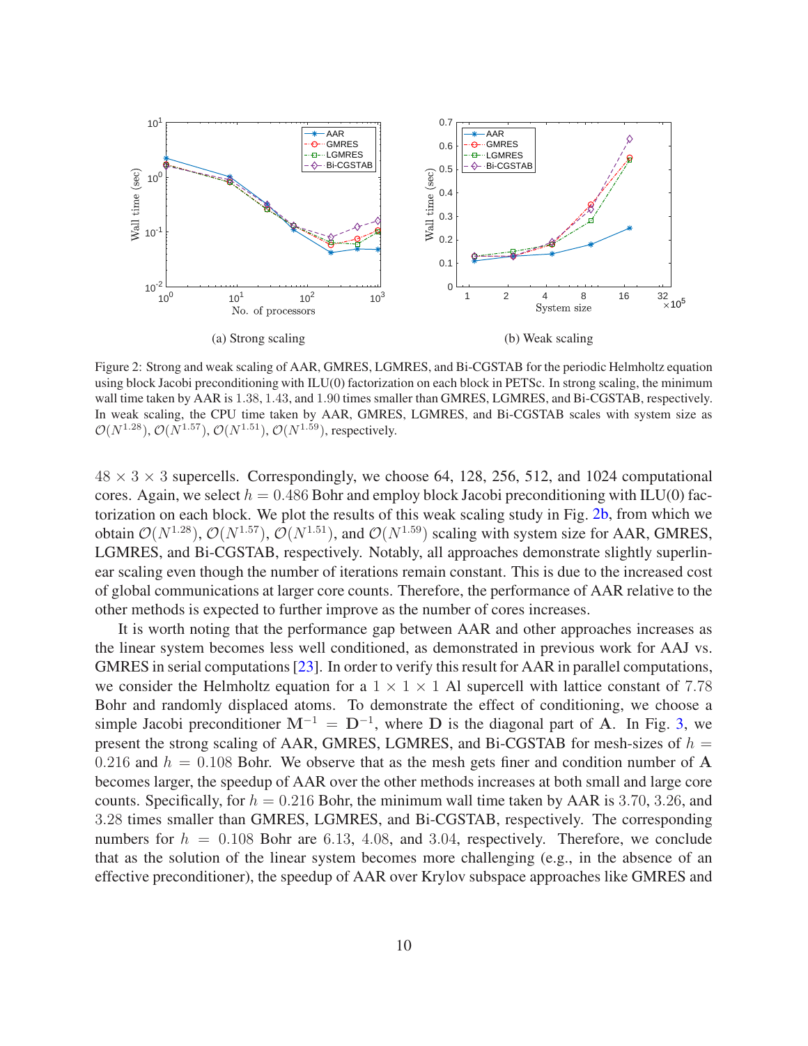(a) Strong scaling

(b) Weak scaling

Figure 2: Strong and weak scaling of AAR, GMRES, LGMRES, and Bi-CGSTAB for the periodic Helmholtz equation using block Jacobi preconditioning with ILU(0) factorization on each block in PETSc. In strong scaling, the minimum wall time taken by AAR is 1.38, 1.43, and 1.90 times smaller than GMRES, LGMRES, and Bi-CGSTAB, respectively. In weak scaling, the CPU time taken by AAR, GMRES, LGMRES, and Bi-CGSTAB scales with system size as $\mathcal{O}(N^{1.28})$, $\mathcal{O}(N^{1.57})$, $\mathcal{O}(N^{1.51})$, $\mathcal{O}(N^{1.59})$, respectively.

$48 \times 3 \times 3$ supercells. Correspondingly, we choose 64, 128, 256, 512, and 1024 computational cores. Again, we select $h = 0.486$ Bohr and employ block Jacobi preconditioning with ILU(0) factorization on each block. We plot the results of this weak scaling study in Fig. 2b, from which we obtain $\mathcal{O}(N^{1.28})$, $\mathcal{O}(N^{1.57})$, $\mathcal{O}(N^{1.51})$, and $\mathcal{O}(N^{1.59})$ scaling with system size for AAR, GMRES, LGMRES, and Bi-CGSTAB, respectively. Notably, all approaches demonstrate slightly superlinear scaling even though the number of iterations remain constant. This is due to the increased cost of global communications at larger core counts. Therefore, the performance of AAR relative to the other methods is expected to further improve as the number of cores increases.

It is worth noting that the performance gap between AAR and other approaches increases as the linear system becomes less well conditioned, as demonstrated in previous work for AAJ vs. GMRES in serial computations [23]. In order to verify this result for AAR in parallel computations, we consider the Helmholtz equation for a $1 \times 1 \times 1$ Al supercell with lattice constant of 7.78 Bohr and randomly displaced atoms. To demonstrate the effect of conditioning, we choose a simple Jacobi preconditioner $\mathbf{M}^{-1} = \mathbf{D}^{-1}$, where $\mathbf{D}$ is the diagonal part of $\mathbf{A}$. In Fig. 3, we present the strong scaling of AAR, GMRES, LGMRES, and Bi-CGSTAB for mesh-sizes of $h = 0.216$ and $h = 0.108$ Bohr. We observe that as the mesh gets finer and condition number of $\mathbf{A}$ becomes larger, the speedup of AAR over the other methods increases at both small and large core counts. Specifically, for $h = 0.216$ Bohr, the minimum wall time taken by AAR is 3.70, 3.26, and 3.28 times smaller than GMRES, LGMRES, and Bi-CGSTAB, respectively. The corresponding numbers for $h = 0.108$ Bohr are 6.13, 4.08, and 3.04, respectively. Therefore, we conclude that as the solution of the linear system becomes more challenging (e.g., in the absence of an effective preconditioner), the speedup of AAR over Krylov subspace approaches like GMRES and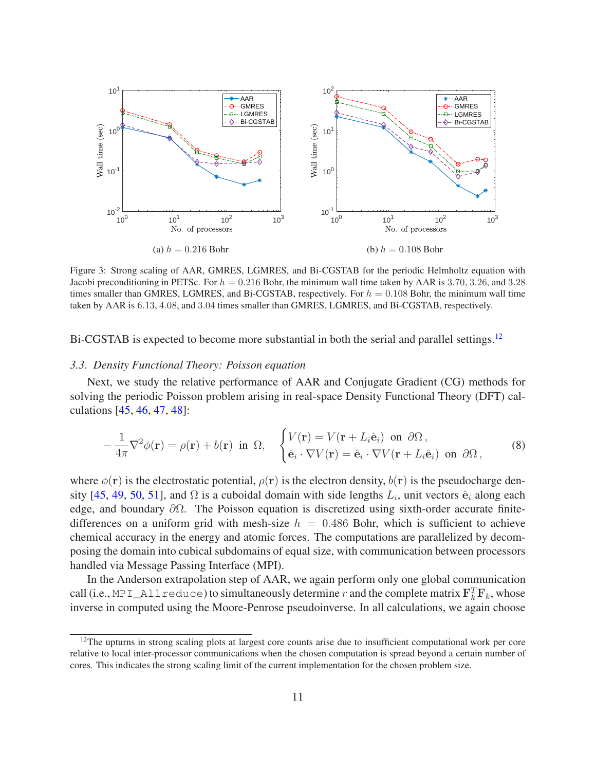Figure 3: Strong scaling of AAR, GMRES, LGMRES, and Bi-CGSTAB for the periodic Helmholtz equation with Jacobi preconditioning in PETSc. For $h = 0.216$ Bohr, the minimum wall time taken by AAR is 3.70, 3.26, and 3.28 times smaller than GMRES, LGMRES, and Bi-CGSTAB, respectively. For $h = 0.108$ Bohr, the minimum wall time taken by AAR is 6.13, 4.08, and 3.04 times smaller than GMRES, LGMRES, and Bi-CGSTAB, respectively.

Bi-CGSTAB is expected to become more substantial in both the serial and parallel settings.[12]

### *3.3. Density Functional Theory: Poisson equation*

Next, we study the relative performance of AAR and Conjugate Gradient (CG) methods for solving the periodic Poisson problem arising in real-space Density Functional Theory (DFT) calculations [45, 46, 47, 48]:

$$-\frac{1}{4\pi}\nabla^2\phi(\mathbf{r}) = \rho(\mathbf{r}) + b(\mathbf{r}) \;\text{ in }\; \Omega, \quad \begin{cases} V(\mathbf{r}) = V(\mathbf{r} + L_i\hat{\mathbf{e}}_i) \;\text{ on }\; \partial\Omega\,, \\ \hat{\mathbf{e}}_i \cdot \nabla V(\mathbf{r}) = \hat{\mathbf{e}}_i \cdot \nabla V(\mathbf{r} + L_i\hat{\mathbf{e}}_i) \;\text{ on }\; \partial\Omega\,, \end{cases} \tag{8}$$

where $\phi(\mathbf{r})$ is the electrostatic potential, $\rho(\mathbf{r})$ is the electron density, $b(\mathbf{r})$ is the pseudocharge density [45, 49, 50, 51], and $\Omega$ is a cuboidal domain with side lengths $L_i$, unit vectors $\hat{\mathbf{e}}_i$ along each edge, and boundary $\partial\Omega$. The Poisson equation is discretized using sixth-order accurate finite-differences on a uniform grid with mesh-size $h = 0.486$ Bohr, which is sufficient to achieve chemical accuracy in the energy and atomic forces. The computations are parallelized by decomposing the domain into cubical subdomains of equal size, with communication between processors handled via Message Passing Interface (MPI).

In the Anderson extrapolation step of AAR, we again perform only one global communication call (i.e., `MPI_Allreduce`) to simultaneously determine $r$ and the complete matrix $\mathbf{F}_k^T\mathbf{F}_k$, whose inverse in computed using the Moore-Penrose pseudoinverse. In all calculations, we again choose

[12] The upturns in strong scaling plots at largest core counts arise due to insufficient computational work per core relative to local inter-processor communications when the chosen computation is spread beyond a certain number of cores. This indicates the strong scaling limit of the current implementation for the chosen problem size.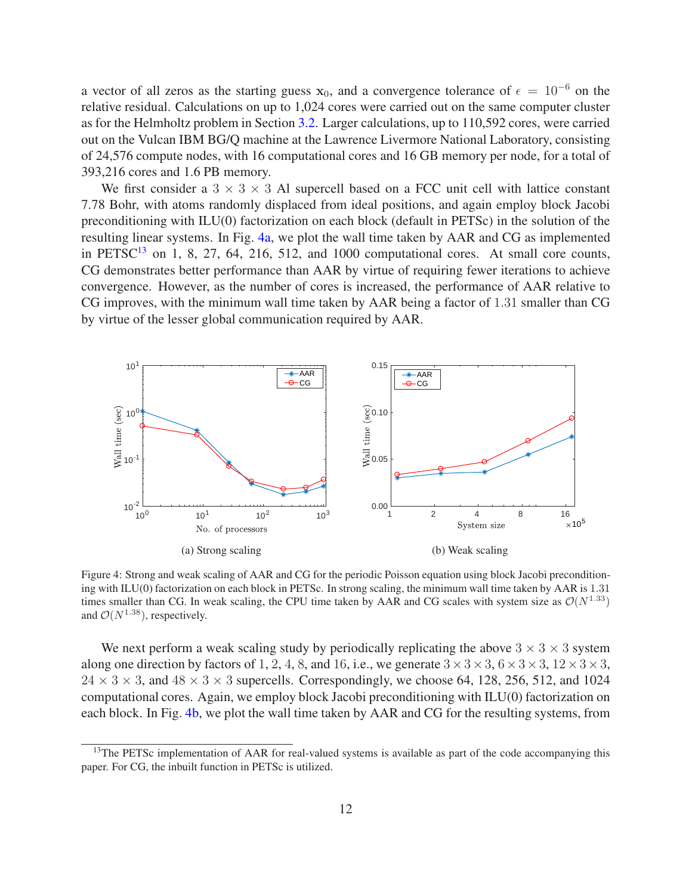a vector of all zeros as the starting guess $\mathbf{x}_0$, and a convergence tolerance of $\epsilon = 10^{-6}$ on the relative residual. Calculations on up to 1,024 cores were carried out on the same computer cluster as for the Helmholtz problem in Section 3.2. Larger calculations, up to 110,592 cores, were carried out on the Vulcan IBM BG/Q machine at the Lawrence Livermore National Laboratory, consisting of 24,576 compute nodes, with 16 computational cores and 16 GB memory per node, for a total of 393,216 cores and 1.6 PB memory.

We first consider a $3 \times 3 \times 3$ Al supercell based on a FCC unit cell with lattice constant 7.78 Bohr, with atoms randomly displaced from ideal positions, and again employ block Jacobi preconditioning with ILU(0) factorization on each block (default in PETSc) in the solution of the resulting linear systems. In Fig. 4a, we plot the wall time taken by AAR and CG as implemented in PETSC[13] on 1, 8, 27, 64, 216, 512, and 1000 computational cores. At small core counts, CG demonstrates better performance than AAR by virtue of requiring fewer iterations to achieve convergence. However, as the number of cores is increased, the performance of AAR relative to CG improves, with the minimum wall time taken by AAR being a factor of 1.31 smaller than CG by virtue of the lesser global communication required by AAR.

(a) Strong scaling

(b) Weak scaling

Figure 4: Strong and weak scaling of AAR and CG for the periodic Poisson equation using block Jacobi preconditioning with ILU(0) factorization on each block in PETSc. In strong scaling, the minimum wall time taken by AAR is 1.31 times smaller than CG. In weak scaling, the CPU time taken by AAR and CG scales with system size as $\mathcal{O}(N^{1.33})$ and $\mathcal{O}(N^{1.38})$, respectively.

We next perform a weak scaling study by periodically replicating the above $3 \times 3 \times 3$ system along one direction by factors of 1, 2, 4, 8, and 16, i.e., we generate $3 \times 3 \times 3$, $6 \times 3 \times 3$, $12 \times 3 \times 3$, $24 \times 3 \times 3$, and $48 \times 3 \times 3$ supercells. Correspondingly, we choose 64, 128, 256, 512, and 1024 computational cores. Again, we employ block Jacobi preconditioning with ILU(0) factorization on each block. In Fig. 4b, we plot the wall time taken by AAR and CG for the resulting systems, from

[13] The PETSc implementation of AAR for real-valued systems is available as part of the code accompanying this paper. For CG, the inbuilt function in PETSc is utilized.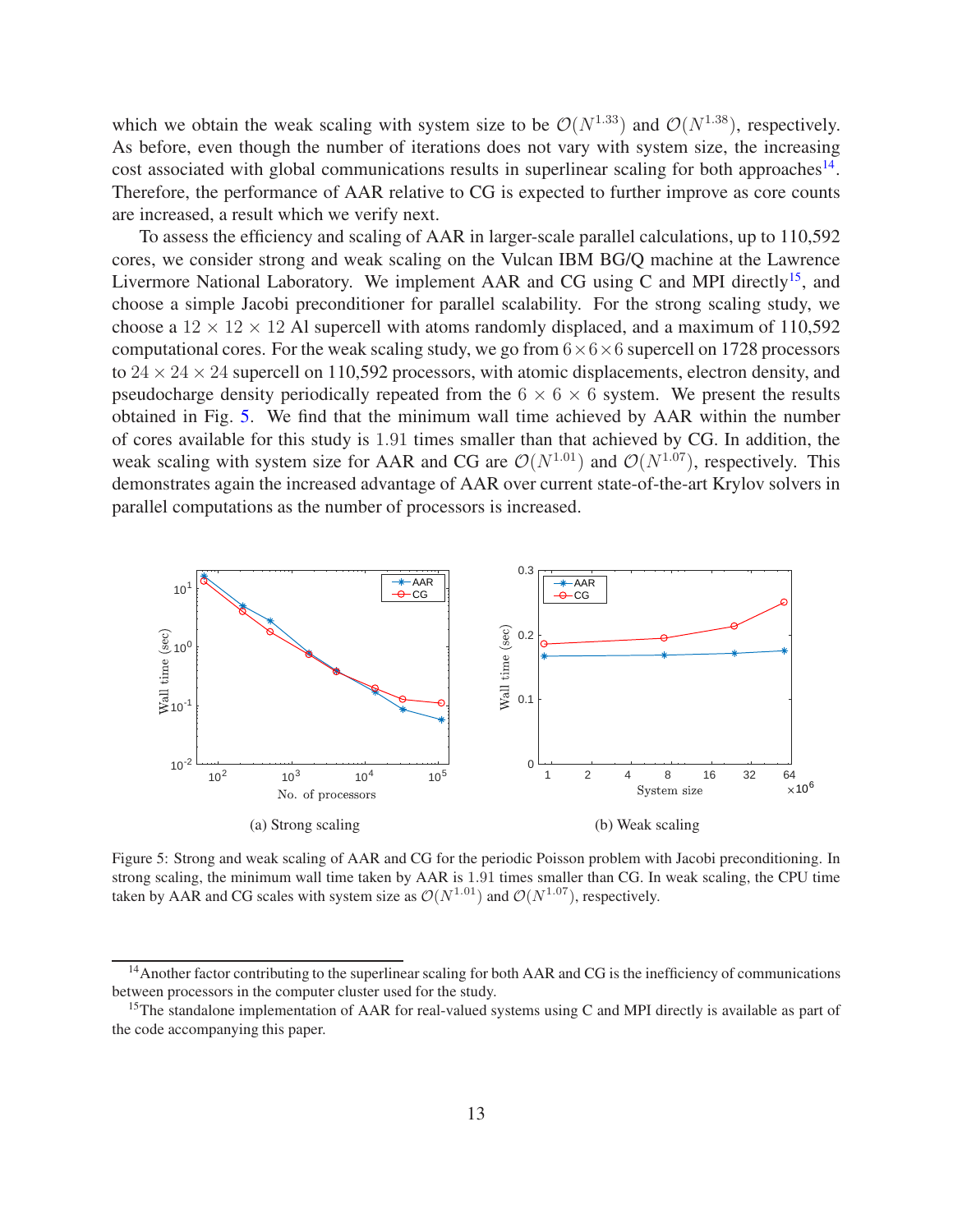which we obtain the weak scaling with system size to be $\mathcal{O}(N^{1.33})$ and $\mathcal{O}(N^{1.38})$, respectively. As before, even though the number of iterations does not vary with system size, the increasing cost associated with global communications results in superlinear scaling for both approaches[14]. Therefore, the performance of AAR relative to CG is expected to further improve as core counts are increased, a result which we verify next.

To assess the efficiency and scaling of AAR in larger-scale parallel calculations, up to 110,592 cores, we consider strong and weak scaling on the Vulcan IBM BG/Q machine at the Lawrence Livermore National Laboratory. We implement AAR and CG using C and MPI directly[15], and choose a simple Jacobi preconditioner for parallel scalability. For the strong scaling study, we choose a $12 \times 12 \times 12$ Al supercell with atoms randomly displaced, and a maximum of 110,592 computational cores. For the weak scaling study, we go from $6 \times 6 \times 6$ supercell on 1728 processors to $24 \times 24 \times 24$ supercell on 110,592 processors, with atomic displacements, electron density, and pseudocharge density periodically repeated from the $6 \times 6 \times 6$ system. We present the results obtained in Fig. 5. We find that the minimum wall time achieved by AAR within the number of cores available for this study is 1.91 times smaller than that achieved by CG. In addition, the weak scaling with system size for AAR and CG are $\mathcal{O}(N^{1.01})$ and $\mathcal{O}(N^{1.07})$, respectively. This demonstrates again the increased advantage of AAR over current state-of-the-art Krylov solvers in parallel computations as the number of processors is increased.

(a) Strong scaling

(b) Weak scaling

Figure 5: Strong and weak scaling of AAR and CG for the periodic Poisson problem with Jacobi preconditioning. In strong scaling, the minimum wall time taken by AAR is 1.91 times smaller than CG. In weak scaling, the CPU time taken by AAR and CG scales with system size as $\mathcal{O}(N^{1.01})$ and $\mathcal{O}(N^{1.07})$, respectively.

[14] Another factor contributing to the superlinear scaling for both AAR and CG is the inefficiency of communications between processors in the computer cluster used for the study.

[15] The standalone implementation of AAR for real-valued systems using C and MPI directly is available as part of the code accompanying this paper.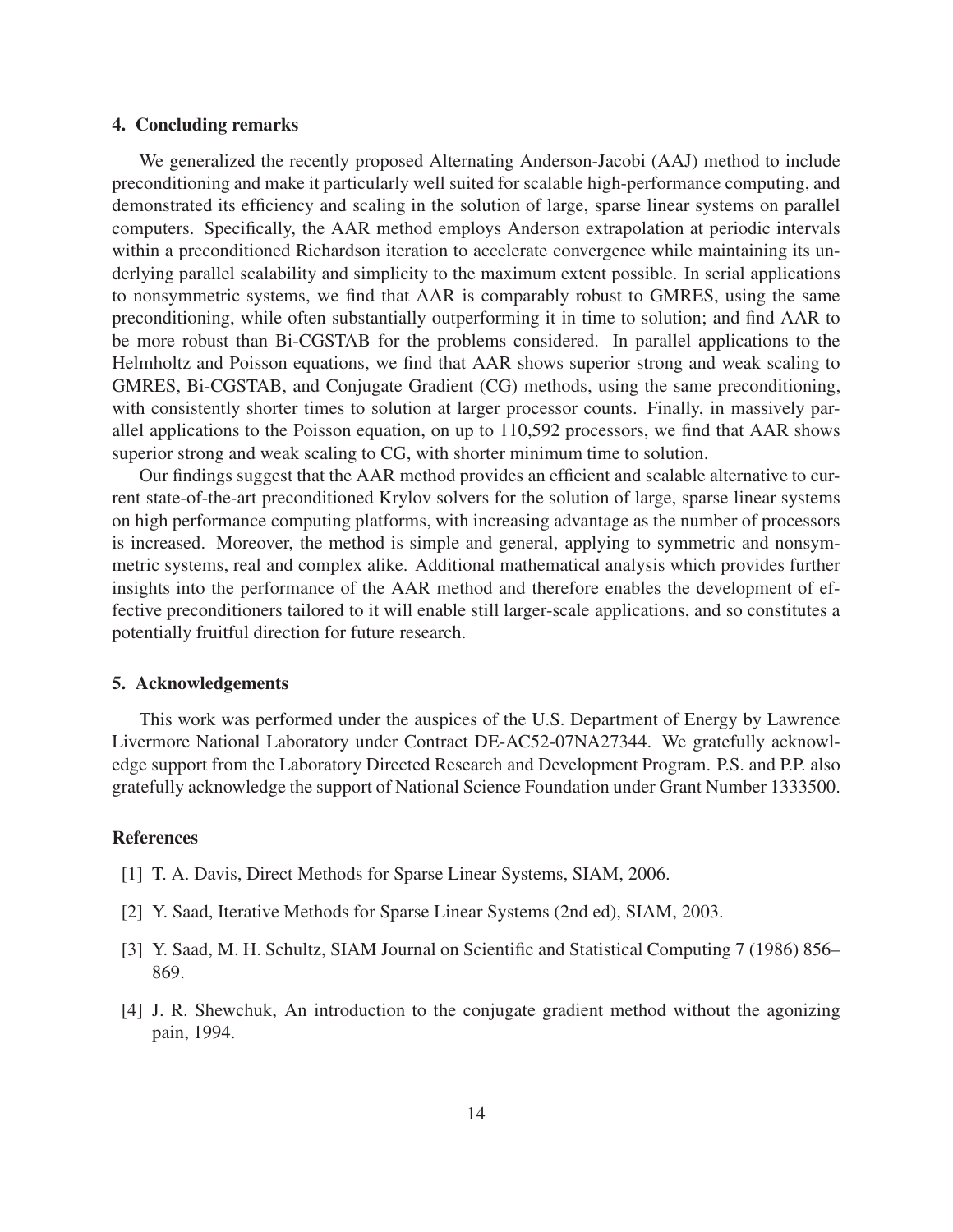## 4. Concluding remarks

We generalized the recently proposed Alternating Anderson-Jacobi (AAJ) method to include preconditioning and make it particularly well suited for scalable high-performance computing, and demonstrated its efficiency and scaling in the solution of large, sparse linear systems on parallel computers. Specifically, the AAR method employs Anderson extrapolation at periodic intervals within a preconditioned Richardson iteration to accelerate convergence while maintaining its underlying parallel scalability and simplicity to the maximum extent possible. In serial applications to nonsymmetric systems, we find that AAR is comparably robust to GMRES, using the same preconditioning, while often substantially outperforming it in time to solution; and find AAR to be more robust than Bi-CGSTAB for the problems considered. In parallel applications to the Helmholtz and Poisson equations, we find that AAR shows superior strong and weak scaling to GMRES, Bi-CGSTAB, and Conjugate Gradient (CG) methods, using the same preconditioning, with consistently shorter times to solution at larger processor counts. Finally, in massively parallel applications to the Poisson equation, on up to 110,592 processors, we find that AAR shows superior strong and weak scaling to CG, with shorter minimum time to solution.

Our findings suggest that the AAR method provides an efficient and scalable alternative to current state-of-the-art preconditioned Krylov solvers for the solution of large, sparse linear systems on high performance computing platforms, with increasing advantage as the number of processors is increased. Moreover, the method is simple and general, applying to symmetric and nonsymmetric systems, real and complex alike. Additional mathematical analysis which provides further insights into the performance of the AAR method and therefore enables the development of effective preconditioners tailored to it will enable still larger-scale applications, and so constitutes a potentially fruitful direction for future research.

## 5. Acknowledgements

This work was performed under the auspices of the U.S. Department of Energy by Lawrence Livermore National Laboratory under Contract DE-AC52-07NA27344. We gratefully acknowledge support from the Laboratory Directed Research and Development Program. P.S. and P.P. also gratefully acknowledge the support of National Science Foundation under Grant Number 1333500.

## References

[1] T. A. Davis, Direct Methods for Sparse Linear Systems, SIAM, 2006.

[2] Y. Saad, Iterative Methods for Sparse Linear Systems (2nd ed), SIAM, 2003.

[3] Y. Saad, M. H. Schultz, SIAM Journal on Scientific and Statistical Computing 7 (1986) 856–869.

[4] J. R. Shewchuk, An introduction to the conjugate gradient method without the agonizing pain, 1994.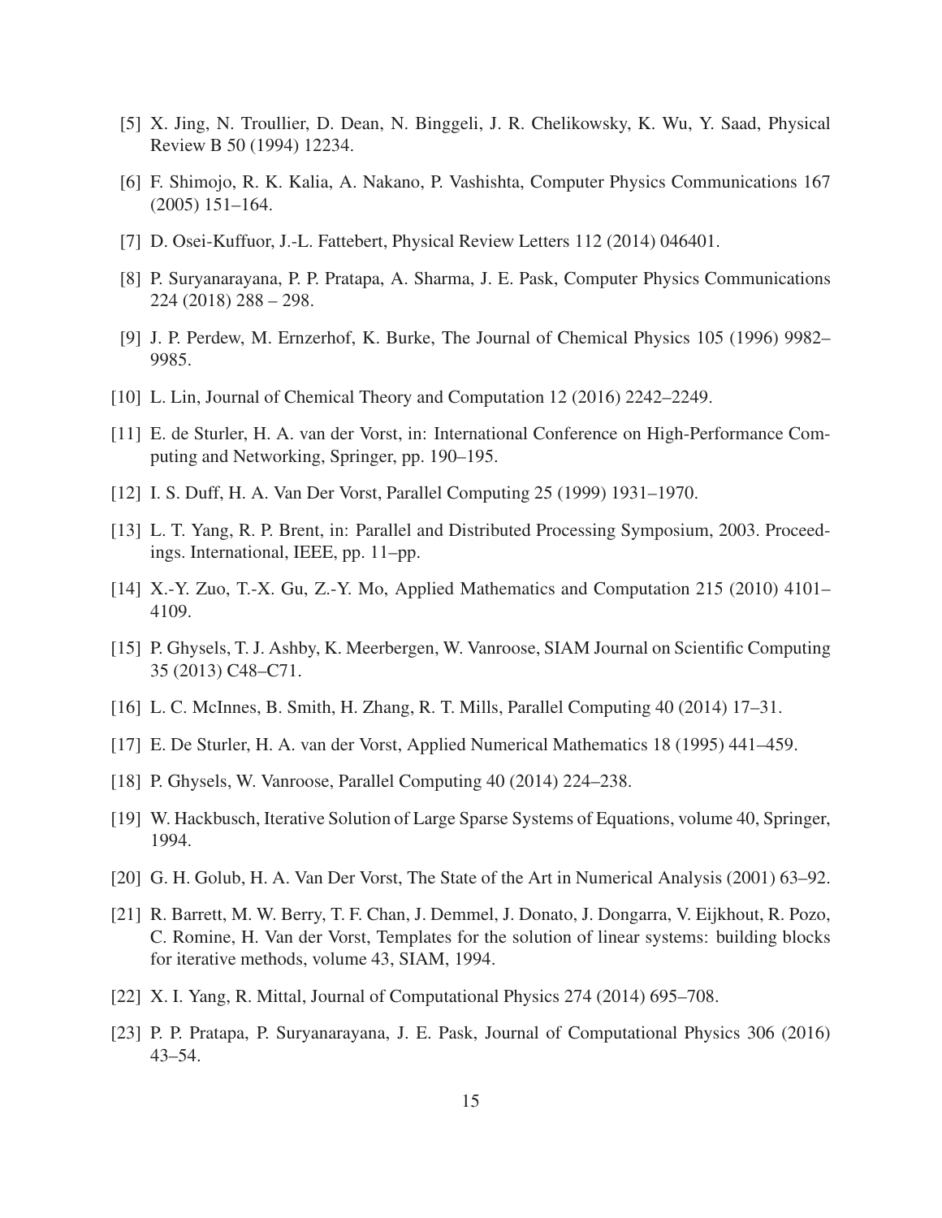[5] X. Jing, N. Troullier, D. Dean, N. Binggeli, J. R. Chelikowsky, K. Wu, Y. Saad, Physical Review B 50 (1994) 12234.

[6] F. Shimojo, R. K. Kalia, A. Nakano, P. Vashishta, Computer Physics Communications 167 (2005) 151–164.

[7] D. Osei-Kuffuor, J.-L. Fattebert, Physical Review Letters 112 (2014) 046401.

[8] P. Suryanarayana, P. P. Pratapa, A. Sharma, J. E. Pask, Computer Physics Communications 224 (2018) 288 – 298.

[9] J. P. Perdew, M. Ernzerhof, K. Burke, The Journal of Chemical Physics 105 (1996) 9982–9985.

[10] L. Lin, Journal of Chemical Theory and Computation 12 (2016) 2242–2249.

[11] E. de Sturler, H. A. van der Vorst, in: International Conference on High-Performance Computing and Networking, Springer, pp. 190–195.

[12] I. S. Duff, H. A. Van Der Vorst, Parallel Computing 25 (1999) 1931–1970.

[13] L. T. Yang, R. P. Brent, in: Parallel and Distributed Processing Symposium, 2003. Proceedings. International, IEEE, pp. 11–pp.

[14] X.-Y. Zuo, T.-X. Gu, Z.-Y. Mo, Applied Mathematics and Computation 215 (2010) 4101–4109.

[15] P. Ghysels, T. J. Ashby, K. Meerbergen, W. Vanroose, SIAM Journal on Scientific Computing 35 (2013) C48–C71.

[16] L. C. McInnes, B. Smith, H. Zhang, R. T. Mills, Parallel Computing 40 (2014) 17–31.

[17] E. De Sturler, H. A. van der Vorst, Applied Numerical Mathematics 18 (1995) 441–459.

[18] P. Ghysels, W. Vanroose, Parallel Computing 40 (2014) 224–238.

[19] W. Hackbusch, Iterative Solution of Large Sparse Systems of Equations, volume 40, Springer, 1994.

[20] G. H. Golub, H. A. Van Der Vorst, The State of the Art in Numerical Analysis (2001) 63–92.

[21] R. Barrett, M. W. Berry, T. F. Chan, J. Demmel, J. Donato, J. Dongarra, V. Eijkhout, R. Pozo, C. Romine, H. Van der Vorst, Templates for the solution of linear systems: building blocks for iterative methods, volume 43, SIAM, 1994.

[22] X. I. Yang, R. Mittal, Journal of Computational Physics 274 (2014) 695–708.

[23] P. P. Pratapa, P. Suryanarayana, J. E. Pask, Journal of Computational Physics 306 (2016) 43–54.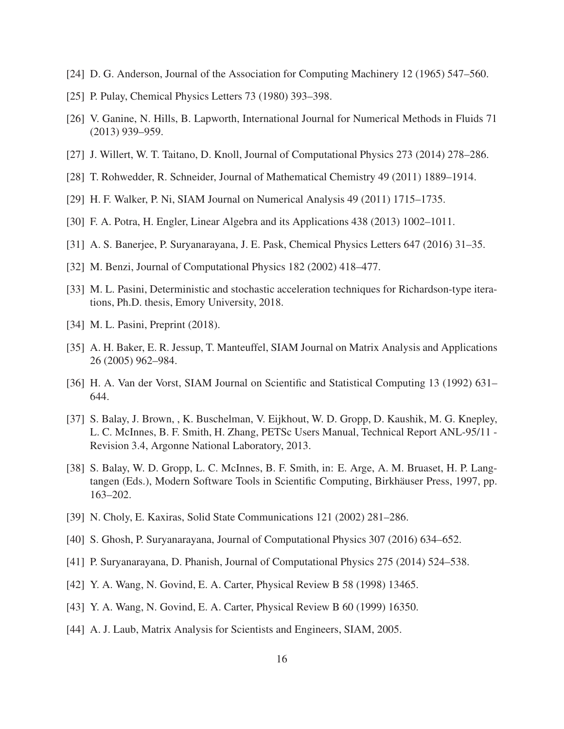[24] D. G. Anderson, Journal of the Association for Computing Machinery 12 (1965) 547–560.

[25] P. Pulay, Chemical Physics Letters 73 (1980) 393–398.

[26] V. Ganine, N. Hills, B. Lapworth, International Journal for Numerical Methods in Fluids 71 (2013) 939–959.

[27] J. Willert, W. T. Taitano, D. Knoll, Journal of Computational Physics 273 (2014) 278–286.

[28] T. Rohwedder, R. Schneider, Journal of Mathematical Chemistry 49 (2011) 1889–1914.

[29] H. F. Walker, P. Ni, SIAM Journal on Numerical Analysis 49 (2011) 1715–1735.

[30] F. A. Potra, H. Engler, Linear Algebra and its Applications 438 (2013) 1002–1011.

[31] A. S. Banerjee, P. Suryanarayana, J. E. Pask, Chemical Physics Letters 647 (2016) 31–35.

[32] M. Benzi, Journal of Computational Physics 182 (2002) 418–477.

[33] M. L. Pasini, Deterministic and stochastic acceleration techniques for Richardson-type iterations, Ph.D. thesis, Emory University, 2018.

[34] M. L. Pasini, Preprint (2018).

[35] A. H. Baker, E. R. Jessup, T. Manteuffel, SIAM Journal on Matrix Analysis and Applications 26 (2005) 962–984.

[36] H. A. Van der Vorst, SIAM Journal on Scientific and Statistical Computing 13 (1992) 631–644.

[37] S. Balay, J. Brown, , K. Buschelman, V. Eijkhout, W. D. Gropp, D. Kaushik, M. G. Knepley, L. C. McInnes, B. F. Smith, H. Zhang, PETSc Users Manual, Technical Report ANL-95/11 - Revision 3.4, Argonne National Laboratory, 2013.

[38] S. Balay, W. D. Gropp, L. C. McInnes, B. F. Smith, in: E. Arge, A. M. Bruaset, H. P. Langtangen (Eds.), Modern Software Tools in Scientific Computing, Birkhäuser Press, 1997, pp. 163–202.

[39] N. Choly, E. Kaxiras, Solid State Communications 121 (2002) 281–286.

[40] S. Ghosh, P. Suryanarayana, Journal of Computational Physics 307 (2016) 634–652.

[41] P. Suryanarayana, D. Phanish, Journal of Computational Physics 275 (2014) 524–538.

[42] Y. A. Wang, N. Govind, E. A. Carter, Physical Review B 58 (1998) 13465.

[43] Y. A. Wang, N. Govind, E. A. Carter, Physical Review B 60 (1999) 16350.

[44] A. J. Laub, Matrix Analysis for Scientists and Engineers, SIAM, 2005.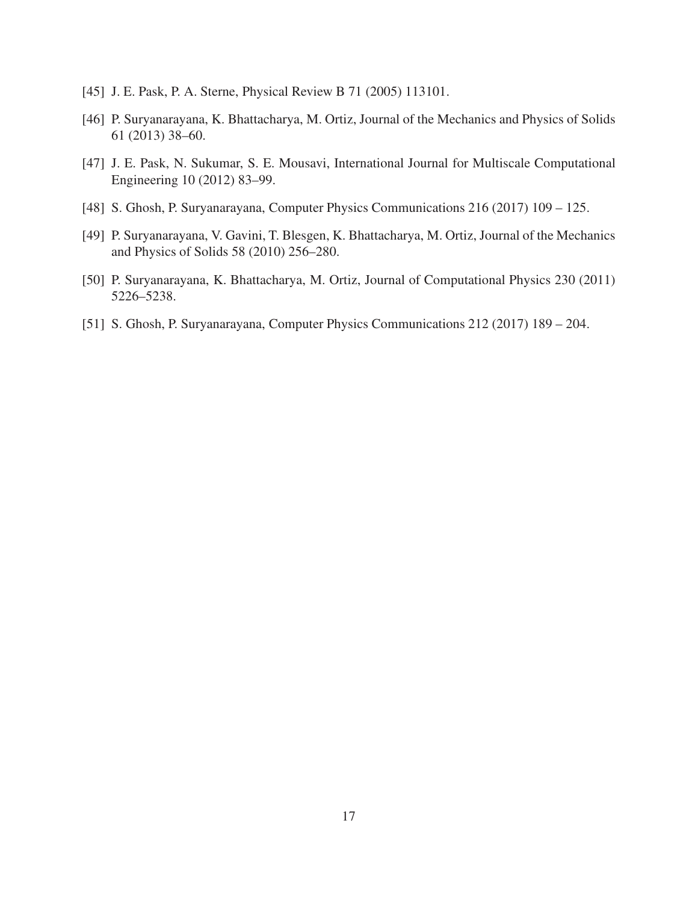[45] J. E. Pask, P. A. Sterne, Physical Review B 71 (2005) 113101.

[46] P. Suryanarayana, K. Bhattacharya, M. Ortiz, Journal of the Mechanics and Physics of Solids 61 (2013) 38–60.

[47] J. E. Pask, N. Sukumar, S. E. Mousavi, International Journal for Multiscale Computational Engineering 10 (2012) 83–99.

[48] S. Ghosh, P. Suryanarayana, Computer Physics Communications 216 (2017) 109 – 125.

[49] P. Suryanarayana, V. Gavini, T. Blesgen, K. Bhattacharya, M. Ortiz, Journal of the Mechanics and Physics of Solids 58 (2010) 256–280.

[50] P. Suryanarayana, K. Bhattacharya, M. Ortiz, Journal of Computational Physics 230 (2011) 5226–5238.

[51] S. Ghosh, P. Suryanarayana, Computer Physics Communications 212 (2017) 189 – 204.